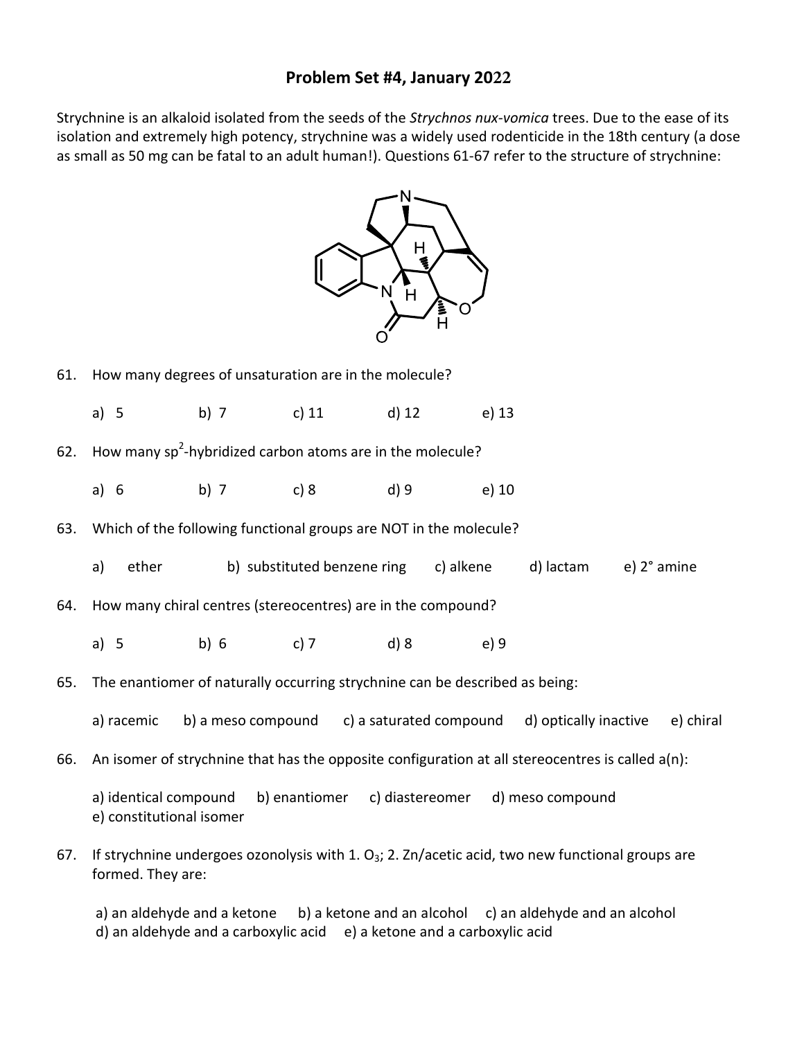# Problem Set #4, January 2022

Strychnine is an alkaloid isolated from the seeds of the *Strychnos nux-vomica* trees. Due to the ease of its isolation and extremely high potency, strychnine was a widely used rodenticide in the 18th century (a dose as small as 50 mg can be fatal to an adult human!). Questions 61-67 refer to the structure of strychnine:

61. How many degrees of unsaturation are in the molecule?

    a) 5 b) 7 c) 11 d) 12 e) 13

62. How many $sp^2$-hybridized carbon atoms are in the molecule?

    a) 6 b) 7 c) 8 d) 9 e) 10

63. Which of the following functional groups are NOT in the molecule?

    a) ether b) substituted benzene ring c) alkene d) lactam e) 2° amine

64. How many chiral centres (stereocentres) are in the compound?

    a) 5 b) 6 c) 7 d) 8 e) 9

65. The enantiomer of naturally occurring strychnine can be described as being:

    a) racemic b) a meso compound c) a saturated compound d) optically inactive e) chiral

66. An isomer of strychnine that has the opposite configuration at all stereocentres is called a(n):

    a) identical compound b) enantiomer c) diastereomer d) meso compound
    e) constitutional isomer

67. If strychnine undergoes ozonolysis with 1. $O_3$; 2. Zn/acetic acid, two new functional groups are formed. They are:

    a) an aldehyde and a ketone b) a ketone and an alcohol c) an aldehyde and an alcohol
    d) an aldehyde and a carboxylic acid e) a ketone and a carboxylic acid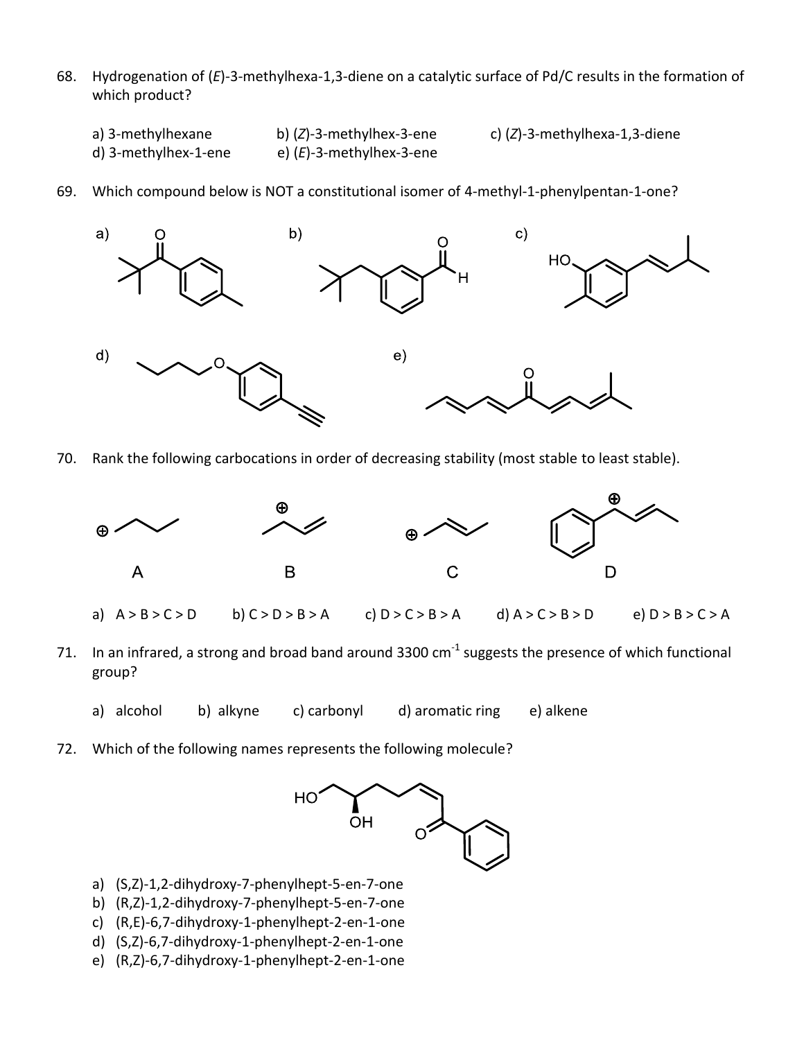68. Hydrogenation of (*E*)-3-methylhexa-1,3-diene on a catalytic surface of Pd/C results in the formation of which product?

   a) 3-methylhexane  b) (*Z*)-3-methylhex-3-ene  c) (*Z*)-3-methylhexa-1,3-diene
   d) 3-methylhex-1-ene  e) (*E*)-3-methylhex-3-ene

69. Which compound below is NOT a constitutional isomer of 4-methyl-1-phenylpentan-1-one?

   a) b) c)

   d) e)

70. Rank the following carbocations in order of decreasing stability (most stable to least stable).

   A  B  C  D

   a) A > B > C > D  b) C > D > B > A  c) D > C > B > A  d) A > C > B > D  e) D > B > C > A

71. In an infrared, a strong and broad band around 3300 cm$^{-1}$ suggests the presence of which functional group?

   a) alcohol  b) alkyne  c) carbonyl  d) aromatic ring  e) alkene

72. Which of the following names represents the following molecule?

   a) (S,Z)-1,2-dihydroxy-7-phenylhept-5-en-7-one
   b) (R,Z)-1,2-dihydroxy-7-phenylhept-5-en-7-one
   c) (R,E)-6,7-dihydroxy-1-phenylhept-2-en-1-one
   d) (S,Z)-6,7-dihydroxy-1-phenylhept-2-en-1-one
   e) (R,Z)-6,7-dihydroxy-1-phenylhept-2-en-1-one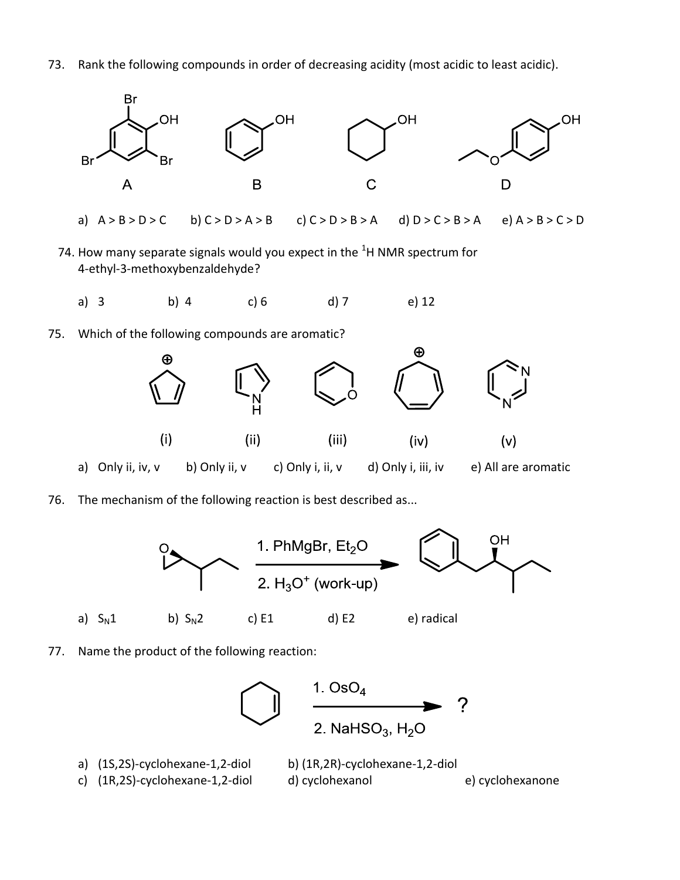73. Rank the following compounds in order of decreasing acidity (most acidic to least acidic).

A B C D

a) A > B > D > C  b) C > D > A > B  c) C > D > B > A  d) D > C > B > A  e) A > B > C > D

74. How many separate signals would you expect in the [1]H NMR spectrum for 4-ethyl-3-methoxybenzaldehyde?

a) 3  b) 4  c) 6  d) 7  e) 12

75. Which of the following compounds are aromatic?

(i) (ii) (iii) (iv) (v)

a) Only ii, iv, v  b) Only ii, v  c) Only i, ii, v  d) Only i, iii, iv  e) All are aromatic

76. The mechanism of the following reaction is best described as...

1. PhMgBr, $Et_2O$

2. $H_3O^+$ (work-up)

a) $S_N1$  b) $S_N2$  c) E1  d) E2  e) radical

77. Name the product of the following reaction:

1. $OsO_4$

2. $NaHSO_3$, $H_2O$

?

a) (1S,2S)-cyclohexane-1,2-diol
b) (1R,2R)-cyclohexane-1,2-diol
c) (1R,2S)-cyclohexane-1,2-diol
d) cyclohexanol
e) cyclohexanone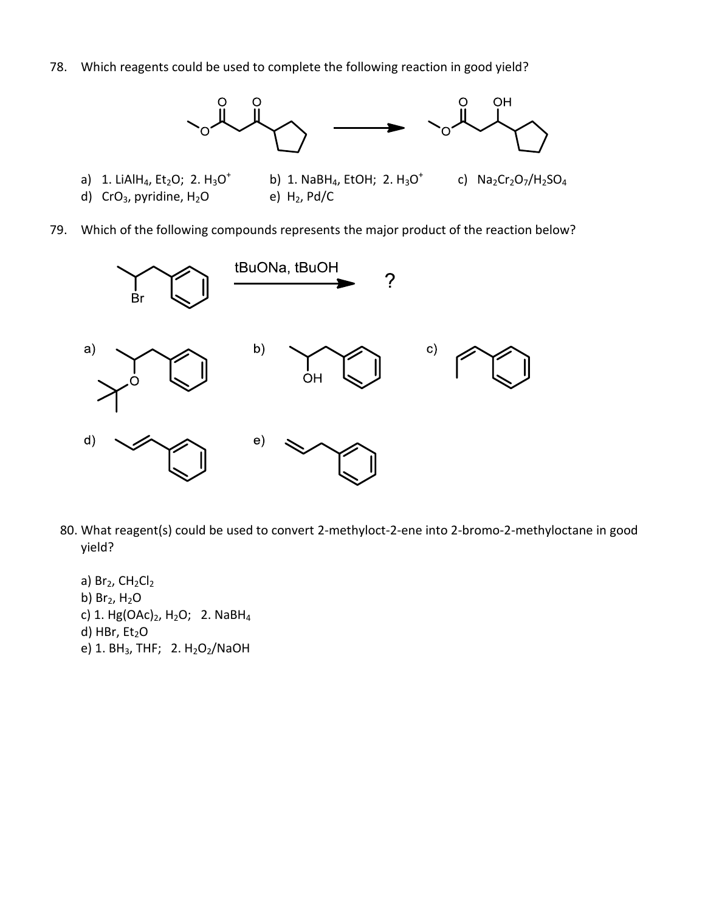78. Which reagents could be used to complete the following reaction in good yield?

a) 1. $LiAlH_4$, $Et_2O$; 2. $H_3O^+$
b) 1. $NaBH_4$, EtOH; 2. $H_3O^+$
c) $Na_2Cr_2O_7/H_2SO_4$
d) $CrO_3$, pyridine, $H_2O$
e) $H_2$, Pd/C

79. Which of the following compounds represents the major product of the reaction below?

tBuONa, tBuOH

?

a)

b)

OH

c)

d)

e)

80. What reagent(s) could be used to convert 2-methyloct-2-ene into 2-bromo-2-methyloctane in good yield?

a) $Br_2$, $CH_2Cl_2$
b) $Br_2$, $H_2O$
c) 1. $Hg(OAc)_2$, $H_2O$; 2. $NaBH_4$
d) HBr, $Et_2O$
e) 1. $BH_3$, THF; 2. $H_2O_2/NaOH$